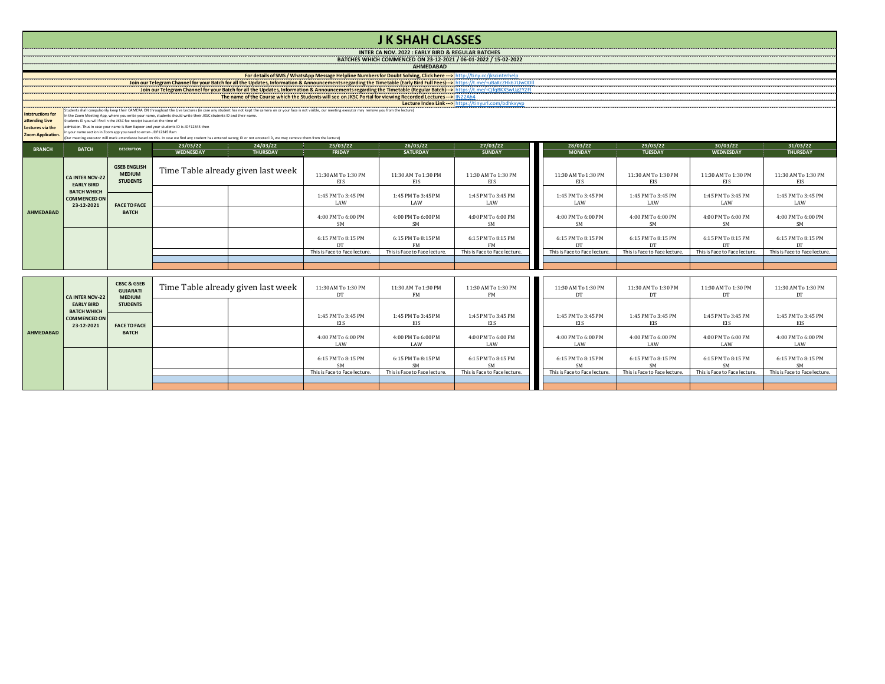# J K SHAH CLASSES

**INTER CA NOV. 2022 : EARLY BIRD & REGULAR BATCHES**

**BATCHES WHICH COMMENCED ON 23-12-2021 / 06-01-2022 / 15-02-2022**

**AHMEDABAD**

**For details of SMS / WhatsApp Message Helpline Numbers for Doubt Solving, Click here --->** http://tiny.cc/jkscinterhelp

**Join our Telegram Channel for your Batch for all the Updates, Information & Announcements regarding the Timetable (Early Bird Full Fees)--->** https://t.me/+uBaKcZHk67UwODIl

**Join our Telegram Channel for your Batch for all the Updates, Information & Announcements regarding the Timetable (Regular Batch)--->** https://t.me/+CjfqBKXSwUe2Y2FI

**The name of the Course which the Students will see on JKSC Portal for viewing Recorded Lectures --->** IN22Ah4

**Lecture Index Link --->** https://tinyurl.com/bdhkxyvp

**Intstructions for attending Live Lectures via the Zoom Application.**

Students shall compulsorily keep their CAMERA ON throughout the Live Lectures (in case any student has not kept the camera on or your face is not visible, our meeting executor may remove you from the lecture)
In the Zoom Meeting App, where you write your name, students should write their JKSC students ID and their name.
Students ID you will find in the JKSC fee receipt issued at the time of
admission. Thus in case your name is Ram Kapoor and your students ID is JDF12345 then
in your name section in Zoom app you need to enter:- JDF12345 Ram
(Our meeting executor will mark attendance based on this. In case we find any student has entered wrong ID or not entered ID, we may remove them from the lecture)

| BRANCH | BATCH | DESCRIPTION | 23/03/22 WEDNESDAY | 24/03/22 THURSDAY | 25/03/22 FRIDAY | 26/03/22 SATURDAY | 27/03/22 SUNDAY | 28/03/22 MONDAY | 29/03/22 TUESDAY | 30/03/22 WEDNESDAY | 31/03/22 THURSDAY |
|---|---|---|---|---|---|---|---|---|---|---|---|
| AHMEDABAD | CA INTER NOV-22 EARLY BIRD BATCH WHICH COMMENCED ON 23-12-2021 | GSEB ENGLISH MEDIUM STUDENTS FACE TO FACE BATCH | Time Table already given last week | | 11:30 AM To 1:30 PM EIS | 11:30 AM To 1:30 PM EIS | 11:30 AM To 1:30 PM EIS | 11:30 AM To 1:30 PM EIS | 11:30 AM To 1:30 PM EIS | 11:30 AM To 1:30 PM EIS | 11:30 AM To 1:30 PM EIS |
| | | | | | 1:45 PM To 3:45 PM LAW | 1:45 PM To 3:45 PM LAW | 1:45 PM To 3:45 PM LAW | 1:45 PM To 3:45 PM LAW | 1:45 PM To 3:45 PM LAW | 1:45 PM To 3:45 PM LAW | 1:45 PM To 3:45 PM LAW |
| | | | | | 4:00 PM To 6:00 PM SM | 4:00 PM To 6:00 PM SM | 4:00 PM To 6:00 PM SM | 4:00 PM To 6:00 PM SM | 4:00 PM To 6:00 PM SM | 4:00 PM To 6:00 PM SM | 4:00 PM To 6:00 PM SM |
| | | | | | 6:15 PM To 8:15 PM DT | 6:15 PM To 8:15 PM FM | 6:15 PM To 8:15 PM FM | 6:15 PM To 8:15 PM DT | 6:15 PM To 8:15 PM DT | 6:15 PM To 8:15 PM DT | 6:15 PM To 8:15 PM DT |
| | | | | | This is Face to Face lecture. | This is Face to Face lecture. | This is Face to Face lecture. | This is Face to Face lecture. | This is Face to Face lecture. | This is Face to Face lecture. | This is Face to Face lecture. |

| BRANCH | BATCH | DESCRIPTION | 23/03/22 WEDNESDAY | 24/03/22 THURSDAY | 25/03/22 FRIDAY | 26/03/22 SATURDAY | 27/03/22 SUNDAY | 28/03/22 MONDAY | 29/03/22 TUESDAY | 30/03/22 WEDNESDAY | 31/03/22 THURSDAY |
|---|---|---|---|---|---|---|---|---|---|---|---|
| AHMEDABAD | CA INTER NOV-22 EARLY BIRD BATCH WHICH COMMENCED ON 23-12-2021 | CBSC & GSEB GUJARATI MEDIUM STUDENTS FACE TO FACE BATCH | Time Table already given last week | | 11:30 AM To 1:30 PM DT | 11:30 AM To 1:30 PM FM | 11:30 AM To 1:30 PM FM | 11:30 AM To 1:30 PM DT | 11:30 AM To 1:30 PM DT | 11:30 AM To 1:30 PM DT | 11:30 AM To 1:30 PM DT |
| | | | | | 1:45 PM To 3:45 PM EIS | 1:45 PM To 3:45 PM EIS | 1:45 PM To 3:45 PM EIS | 1:45 PM To 3:45 PM EIS | 1:45 PM To 3:45 PM EIS | 1:45 PM To 3:45 PM EIS | 1:45 PM To 3:45 PM EIS |
| | | | | | 4:00 PM To 6:00 PM LAW | 4:00 PM To 6:00 PM LAW | 4:00 PM To 6:00 PM LAW | 4:00 PM To 6:00 PM LAW | 4:00 PM To 6:00 PM LAW | 4:00 PM To 6:00 PM LAW | 4:00 PM To 6:00 PM LAW |
| | | | | | 6:15 PM To 8:15 PM SM | 6:15 PM To 8:15 PM SM | 6:15 PM To 8:15 PM SM | 6:15 PM To 8:15 PM SM | 6:15 PM To 8:15 PM SM | 6:15 PM To 8:15 PM SM | 6:15 PM To 8:15 PM SM |
| | | | | | This is Face to Face lecture. | This is Face to Face lecture. | This is Face to Face lecture. | This is Face to Face lecture. | This is Face to Face lecture. | This is Face to Face lecture. | This is Face to Face lecture. |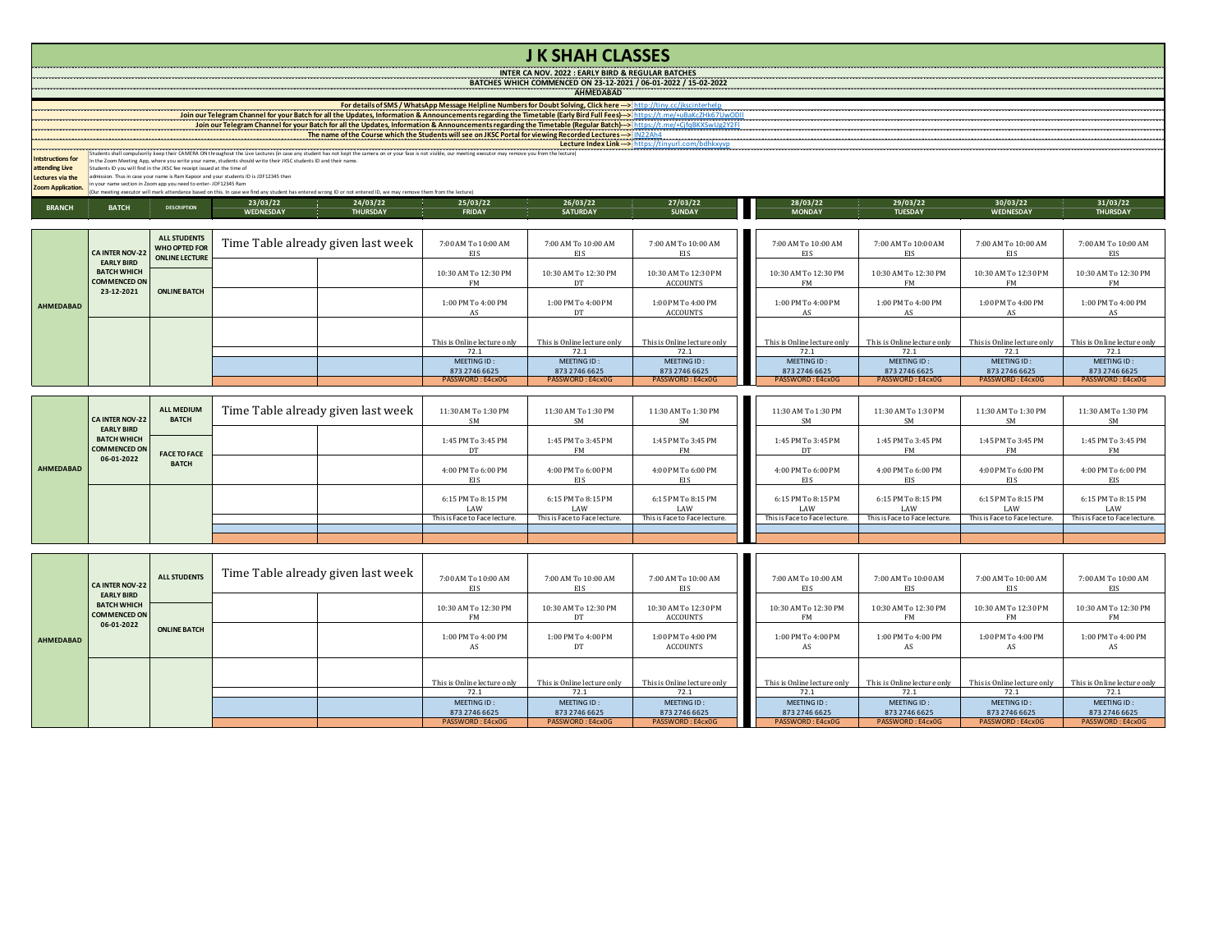# J K SHAH CLASSES

**INTER CA NOV. 2022 : EARLY BIRD & REGULAR BATCHES**

**BATCHES WHICH COMMENCED ON 23-12-2021 / 06-01-2022 / 15-02-2022**

**AHMEDABAD**

For details of SMS / WhatsApp Message Helpline Numbers for Doubt Solving, Click here ---> http://tiny.cc/jkscinterhelp

Join our Telegram Channel for your Batch for all the Updates, Information & Announcements regarding the Timetable (Early Bird Full Fees)---> https://t.me/+uBaKcZHk67UwODI

Join our Telegram Channel for your Batch for all the Updates, Information & Announcements regarding the Timetable (Regular Batch)---> https://t.me/+CjfqBKXSwUe2Y2FJ

The name of the Course which the Students will see on JKSC Portal for viewing Recorded Lectures ---> IN22Ah4

Lecture Index Link ---> https://tinyurl.com/bdhkxyvp

**Intstructions for attending Live Lectures via the Zoom Application.**

Students shall compulsorily keep their CAMERA ON throughout the Live Lectures (in case any student has not kept the camera on or your face is not visible, our meeting executor may remove you from the lecture)
In the Zoom Meeting App, where you write your name, students should write their JKSC students ID and their name.
Students ID you will find in the JKSC fee receipt issued at the time of admission. Thus in case your name is Ram Kapoor and your students ID is JDF12345 then in your name section in Zoom app you need to enter:- JDF12345 Ram
(Our meeting executor will mark attendance based on this. In case we find any student has entered wrong ID or not entered ID, we may remove them from the lecture)

| BRANCH | BATCH | DESCRIPTION | 23/03/22 WEDNESDAY | 24/03/22 THURSDAY | 25/03/22 FRIDAY | 26/03/22 SATURDAY | 27/03/22 SUNDAY | 28/03/22 MONDAY | 29/03/22 TUESDAY | 30/03/22 WEDNESDAY | 31/03/22 THURSDAY |
|---|---|---|---|---|---|---|---|---|---|---|---|
| AHMEDABAD | CA INTER NOV-22 EARLY BIRD BATCH WHICH COMMENCED ON 23-12-2021 | ALL STUDENTS WHO OPTED FOR ONLINE LECTURE | Time Table already given last week | | 7:00 AM To 10:00 AM EIS | 7:00 AM To 10:00 AM EIS | 7:00 AM To 10:00 AM EIS | 7:00 AM To 10:00 AM EIS | 7:00 AM To 10:00 AM EIS | 7:00 AM To 10:00 AM EIS | 7:00 AM To 10:00 AM EIS |
| | | ONLINE BATCH | | | 10:30 AM To 12:30 PM FM | 10:30 AM To 12:30 PM DT | 10:30 AM To 12:30 PM ACCOUNTS | 10:30 AM To 12:30 PM FM | 10:30 AM To 12:30 PM FM | 10:30 AM To 12:30 PM AS | 10:30 AM To 12:30 PM FM |
| | | | | | 1:00 PM To 4:00 PM AS | 1:00 PM To 4:00 PM DT | 1:00 PM To 4:00 PM ACCOUNTS | 1:00 PM To 4:00 PM AS | 1:00 PM To 4:00 PM AS | 1:00 PM To 4:00 PM AS | 1:00 PM To 4:00 PM AS |
| | | | | | This is Online lecture only 72.1 | This is Online lecture only 72.1 | This is Online lecture only 72.1 | This is Online lecture only 72.1 | This is Online lecture only 72.1 | This is Online lecture only 72.1 | This is Online lecture only 72.1 |
| | | | | | MEETING ID : 873 2746 6625 | MEETING ID : 873 2746 6625 | MEETING ID : 873 2746 6625 | MEETING ID : 873 2746 6625 | MEETING ID : 873 2746 6625 | MEETING ID : 873 2746 6625 | MEETING ID : 873 2746 6625 |
| | | | | | PASSWORD : E4cx0G | PASSWORD : E4cx0G | PASSWORD : E4cx0G | PASSWORD : E4cx0G | PASSWORD : E4cx0G | PASSWORD : E4cx0G | PASSWORD : E4cx0G |

| BRANCH | BATCH | DESCRIPTION | 23/03/22 WEDNESDAY | 24/03/22 THURSDAY | 25/03/22 FRIDAY | 26/03/22 SATURDAY | 27/03/22 SUNDAY | 28/03/22 MONDAY | 29/03/22 TUESDAY | 30/03/22 WEDNESDAY | 31/03/22 THURSDAY |
|---|---|---|---|---|---|---|---|---|---|---|---|
| AHMEDABAD | CA INTER NOV-22 EARLY BIRD BATCH WHICH COMMENCED ON 06-01-2022 | ALL MEDIUM BATCH | Time Table already given last week | | 11:30 AM To 1:30 PM SM | 11:30 AM To 1:30 PM SM | 11:30 AM To 1:30 PM SM | 11:30 AM To 1:30 PM SM | 11:30 AM To 1:30 PM SM | 11:30 AM To 1:30 PM SM | 11:30 AM To 1:30 PM SM |
| | | FACE TO FACE BATCH | | | 1:45 PM To 3:45 PM DT | 1:45 PM To 3:45 PM FM | 1:45 PM To 3:45 PM FM | 1:45 PM To 3:45 PM DT | 1:45 PM To 3:45 PM FM | 1:45 PM To 3:45 PM FM | 1:45 PM To 3:45 PM FM |
| | | | | | 4:00 PM To 6:00 PM EIS | 4:00 PM To 6:00 PM EIS | 4:00 PM To 6:00 PM EIS | 4:00 PM To 6:00 PM EIS | 4:00 PM To 6:00 PM EIS | 4:00 PM To 6:00 PM EIS | 4:00 PM To 6:00 PM EIS |
| | | | | | 6:15 PM To 8:15 PM LAW | 6:15 PM To 8:15 PM LAW | 6:15 PM To 8:15 PM LAW | 6:15 PM To 8:15 PM LAW | 6:15 PM To 8:15 PM LAW | 6:15 PM To 8:15 PM LAW | 6:15 PM To 8:15 PM LAW |
| | | | | | This is Face to Face lecture. | This is Face to Face lecture. | This is Face to Face lecture. | This is Face to Face lecture. | This is Face to Face lecture. | This is Face to Face lecture. | This is Face to Face lecture. |

| BRANCH | BATCH | DESCRIPTION | 23/03/22 WEDNESDAY | 24/03/22 THURSDAY | 25/03/22 FRIDAY | 26/03/22 SATURDAY | 27/03/22 SUNDAY | 28/03/22 MONDAY | 29/03/22 TUESDAY | 30/03/22 WEDNESDAY | 31/03/22 THURSDAY |
|---|---|---|---|---|---|---|---|---|---|---|---|
| AHMEDABAD | CA INTER NOV-22 EARLY BIRD BATCH WHICH COMMENCED ON 06-01-2022 | ALL STUDENTS | Time Table already given last week | | 7:00 AM To 10:00 AM EIS | 7:00 AM To 10:00 AM EIS | 7:00 AM To 10:00 AM EIS | 7:00 AM To 10:00 AM EIS | 7:00 AM To 10:00 AM EIS | 7:00 AM To 10:00 AM EIS | 7:00 AM To 10:00 AM EIS |
| | | ONLINE BATCH | | | 10:30 AM To 12:30 PM FM | 10:30 AM To 12:30 PM DT | 10:30 AM To 12:30 PM ACCOUNTS | 10:30 AM To 12:30 PM FM | 10:30 AM To 12:30 PM FM | 10:30 AM To 12:30 PM AS | 10:30 AM To 12:30 PM FM |
| | | | | | 1:00 PM To 4:00 PM AS | 1:00 PM To 4:00 PM DT | 1:00 PM To 4:00 PM ACCOUNTS | 1:00 PM To 4:00 PM AS | 1:00 PM To 4:00 PM AS | 1:00 PM To 4:00 PM AS | 1:00 PM To 4:00 PM AS |
| | | | | | This is Online lecture only 72.1 | This is Online lecture only 72.1 | This is Online lecture only 72.1 | This is Online lecture only 72.1 | This is Online lecture only 72.1 | This is Online lecture only 72.1 | This is Online lecture only 72.1 |
| | | | | | MEETING ID : 873 2746 6625 | MEETING ID : 873 2746 6625 | MEETING ID : 873 2746 6625 | MEETING ID : 873 2746 6625 | MEETING ID : 873 2746 6625 | MEETING ID : 873 2746 6625 | MEETING ID : 873 2746 6625 |
| | | | | | PASSWORD : E4cx0G | PASSWORD : E4cx0G | PASSWORD : E4cx0G | PASSWORD : E4cx0G | PASSWORD : E4cx0G | PASSWORD : E4cx0G | PASSWORD : E4cx0G |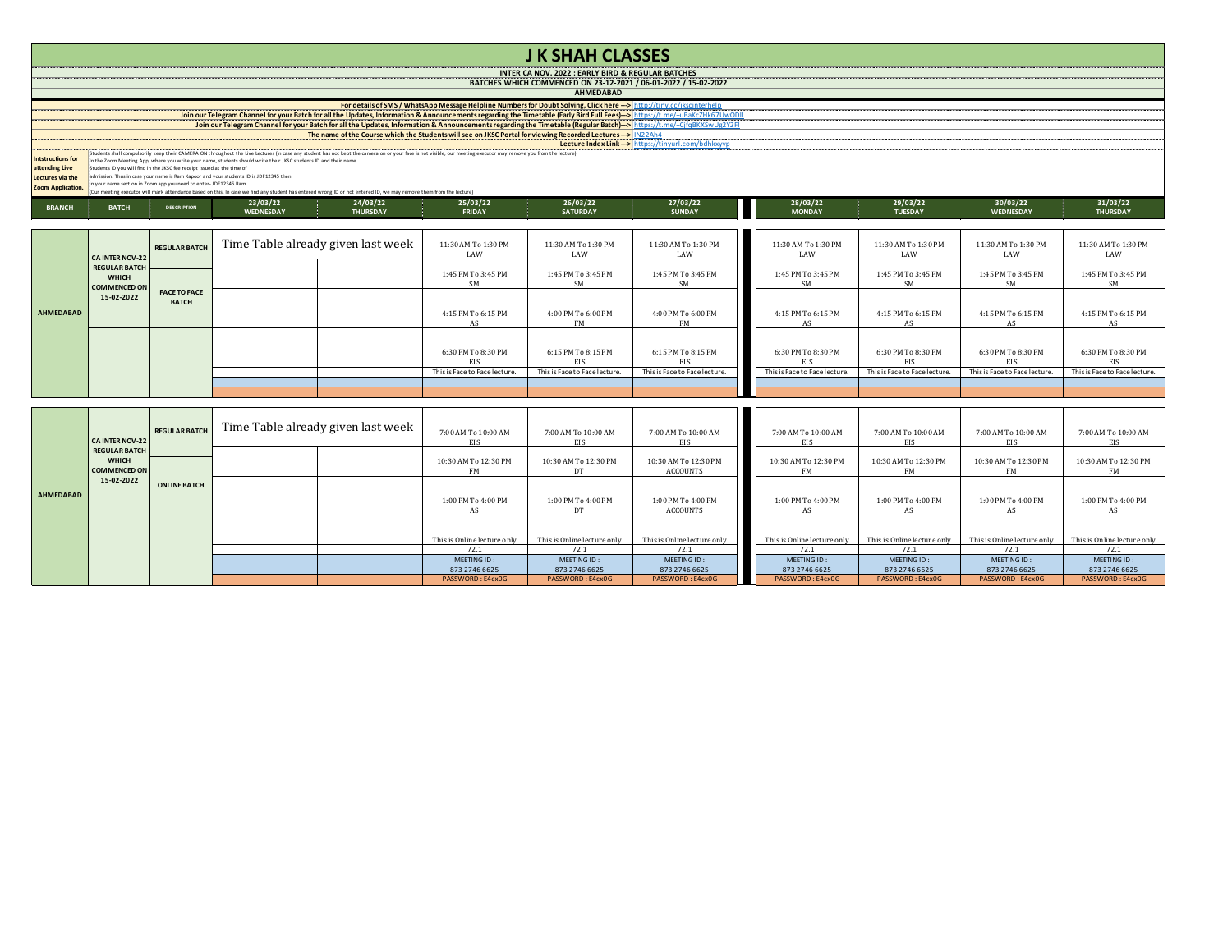# J K SHAH CLASSES

**INTER CA NOV. 2022 : EARLY BIRD & REGULAR BATCHES**

**BATCHES WHICH COMMENCED ON 23-12-2021 / 06-01-2022 / 15-02-2022**

**AHMEDABAD**

For details of SMS / WhatsApp Message Helpline Numbers for Doubt Solving, Click here ---> http://tiny.cc/jkscinterhelp

Join our Telegram Channel for your Batch for all the Updates, Information & Announcements regarding the Timetable (Early Bird Full Fees)---> https://t.me/+uBaKcZHk67UwODll

Join our Telegram Channel for your Batch for all the Updates, Information & Announcements regarding the Timetable (Regular Batch)---> https://t.me/+CjfqBKXSwUe2Y2Fl

The name of the Course which the Students will see on JKSC Portal for viewing Recorded Lectures ---> IN22Ah4

Lecture Index Link ---> https://tinyurl.com/bdhkxyvp

**Intstructions for attending Live Lectures via the Zoom Application.**

Students shall compulsorily keep their CAMERA ON throughout the Live Lectures (in case any student has not kept the camera on or your face is not visible, our meeting executor may remove you from the lecture)
In the Zoom Meeting App, where you write your name, students should write their JKSC students ID and their name.
Students ID you will find in the JKSC fee receipt issued at the time of admission. Thus in case your name is Ram Kapoor and your students ID is JDF12345 then in your name section in Zoom app you need to enter:- JDF12345 Ram
(Our meeting executor will mark attendance based on this. In case we find any student has entered wrong ID or not entered ID, we may remove them from the lecture)

| BRANCH | BATCH | DESCRIPTION | 23/03/22 WEDNESDAY | 24/03/22 THURSDAY | 25/03/22 FRIDAY | 26/03/22 SATURDAY | 27/03/22 SUNDAY | 28/03/22 MONDAY | 29/03/22 TUESDAY | 30/03/22 WEDNESDAY | 31/03/22 THURSDAY |
|---|---|---|---|---|---|---|---|---|---|---|---|
| AHMEDABAD | CA INTER NOV-22 REGULAR BATCH WHICH COMMENCED ON 15-02-2022 | REGULAR BATCH | Time Table already given last week | | 11:30 AM To 1:30 PM LAW | 11:30 AM To 1:30 PM LAW | 11:30 AM To 1:30 PM LAW | 11:30 AM To 1:30 PM LAW | 11:30 AM To 1:30 PM LAW | 11:30 AM To 1:30 PM LAW | 11:30 AM To 1:30 PM LAW |
| | | FACE TO FACE BATCH | | | 1:45 PM To 3:45 PM SM | 1:45 PM To 3:45 PM SM | 1:45 PM To 3:45 PM SM | 1:45 PM To 3:45 PM SM | 1:45 PM To 3:45 PM SM | 1:45 PM To 3:45 PM SM | 1:45 PM To 3:45 PM SM |
| | | | | | 4:15 PM To 6:15 PM AS | 4:00 PM To 6:00 PM FM | 4:00 PM To 6:00 PM FM | 4:15 PM To 6:15 PM AS | 4:15 PM To 6:15 PM AS | 4:15 PM To 6:15 PM AS | 4:15 PM To 6:15 PM AS |
| | | | | | 6:30 PM To 8:30 PM EIS | 6:15 PM To 8:15 PM EIS | 6:15 PM To 8:15 PM EIS | 6:30 PM To 8:30 PM EIS | 6:30 PM To 8:30 PM EIS | 6:30 PM To 8:30 PM EIS | 6:30 PM To 8:30 PM EIS |
| | | | | | This is Face to Face lecture. | This is Face to Face lecture. | This is Face to Face lecture. | This is Face to Face lecture. | This is Face to Face lecture. | This is Face to Face lecture. | This is Face to Face lecture. |

| BRANCH | BATCH | DESCRIPTION | 23/03/22 WEDNESDAY | 24/03/22 THURSDAY | 25/03/22 FRIDAY | 26/03/22 SATURDAY | 27/03/22 SUNDAY | 28/03/22 MONDAY | 29/03/22 TUESDAY | 30/03/22 WEDNESDAY | 31/03/22 THURSDAY |
|---|---|---|---|---|---|---|---|---|---|---|---|
| AHMEDABAD | CA INTER NOV-22 REGULAR BATCH WHICH COMMENCED ON 15-02-2022 | REGULAR BATCH | Time Table already given last week | | 7:00 AM To 10:00 AM EIS | 7:00 AM To 10:00 AM EIS | 7:00 AM To 10:00 AM EIS | 7:00 AM To 10:00 AM EIS | 7:00 AM To 10:00 AM EIS | 7:00 AM To 10:00 AM EIS | 7:00 AM To 10:00 AM EIS |
| | | ONLINE BATCH | | | 10:30 AM To 12:30 PM FM | 10:30 AM To 12:30 PM DT | 10:30 AM To 12:30 PM ACCOUNTS | 10:30 AM To 12:30 PM FM | 10:30 AM To 12:30 PM FM | 10:30 AM To 12:30 PM FM | 10:30 AM To 12:30 PM FM |
| | | | | | 1:00 PM To 4:00 PM AS | 1:00 PM To 4:00 PM DT | 1:00 PM To 4:00 PM ACCOUNTS | 1:00 PM To 4:00 PM AS | 1:00 PM To 4:00 PM AS | 1:00 PM To 4:00 PM AS | 1:00 PM To 4:00 PM AS |
| | | | | | This is Online lecture only | This is Online lecture only | This is Online lecture only | This is Online lecture only | This is Online lecture only | This is Online lecture only | This is Online lecture only |
| | | | | | 72.1 | 72.1 | 72.1 | 72.1 | 72.1 | 72.1 | 72.1 |
| | | | | | MEETING ID : 873 2746 6625 | MEETING ID : 873 2746 6625 | MEETING ID : 873 2746 6625 | MEETING ID : 873 2746 6625 | MEETING ID : 873 2746 6625 | MEETING ID : 873 2746 6625 | MEETING ID : 873 2746 6625 |
| | | | | | PASSWORD : E4cx0G | PASSWORD : E4cx0G | PASSWORD : E4cx0G | PASSWORD : E4cx0G | PASSWORD : E4cx0G | PASSWORD : E4cx0G | PASSWORD : E4cx0G |